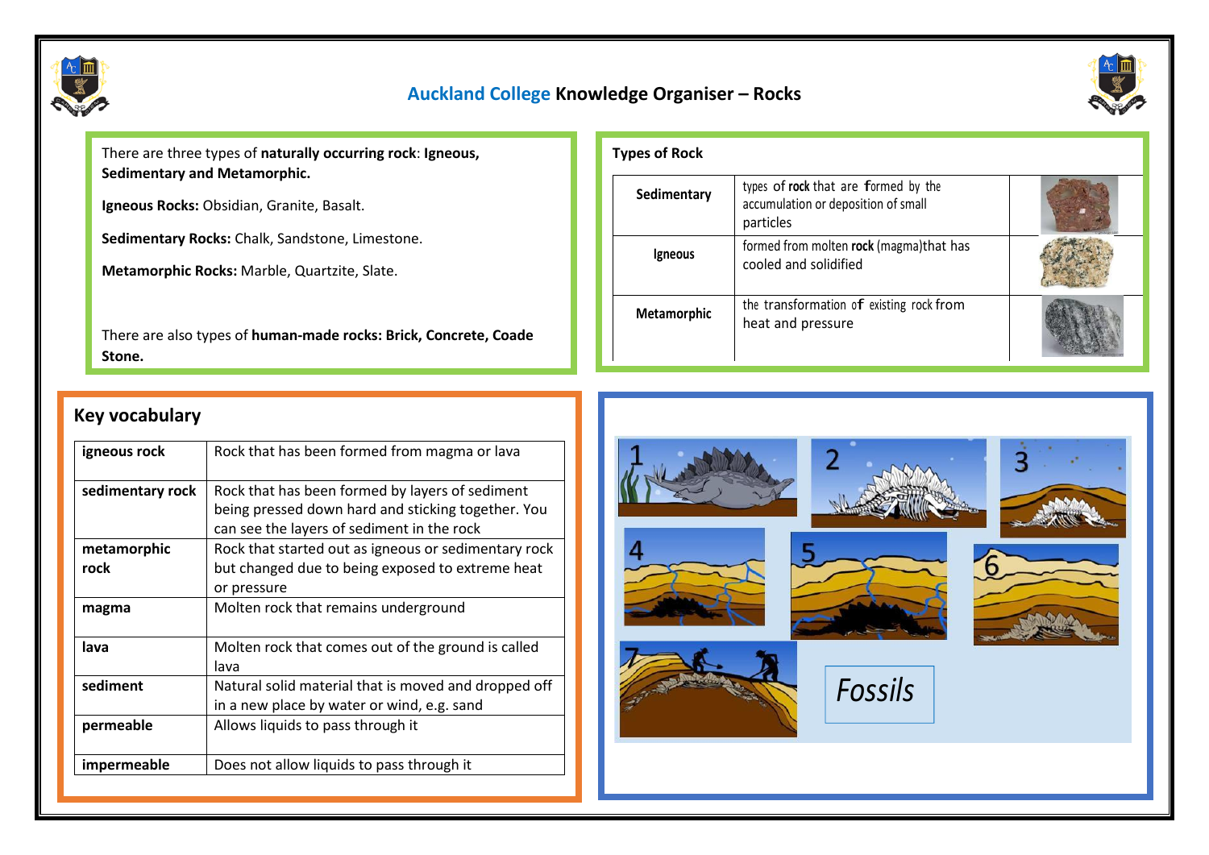# Auckland College Knowledge Organiser – Rocks

There are three types of **naturally occurring rock**: **Igneous, Sedimentary and Metamorphic.**

**Igneous Rocks:** Obsidian, Granite, Basalt.

**Sedimentary Rocks:** Chalk, Sandstone, Limestone.

**Metamorphic Rocks:** Marble, Quartzite, Slate.

There are also types of **human-made rocks: Brick, Concrete, Coade Stone.**

## Types of Rock

| | | |
|---|---|---|
| **Sedimentary** | types of **rock** that are formed by the accumulation or deposition of small particles | |
| **Igneous** | formed from molten **rock** (magma)that has cooled and solidified | |
| **Metamorphic** | the transformation of existing rock from heat and pressure | |

## Key vocabulary

| | |
|---|---|
| **igneous rock** | Rock that has been formed from magma or lava |
| **sedimentary rock** | Rock that has been formed by layers of sediment being pressed down hard and sticking together. You can see the layers of sediment in the rock |
| **metamorphic rock** | Rock that started out as igneous or sedimentary rock but changed due to being exposed to extreme heat or pressure |
| **magma** | Molten rock that remains underground |
| **lava** | Molten rock that comes out of the ground is called lava |
| **sediment** | Natural solid material that is moved and dropped off in a new place by water or wind, e.g. sand |
| **permeable** | Allows liquids to pass through it |
| **impermeable** | Does not allow liquids to pass through it |

1 2 3 4 5 6 7

*Fossils*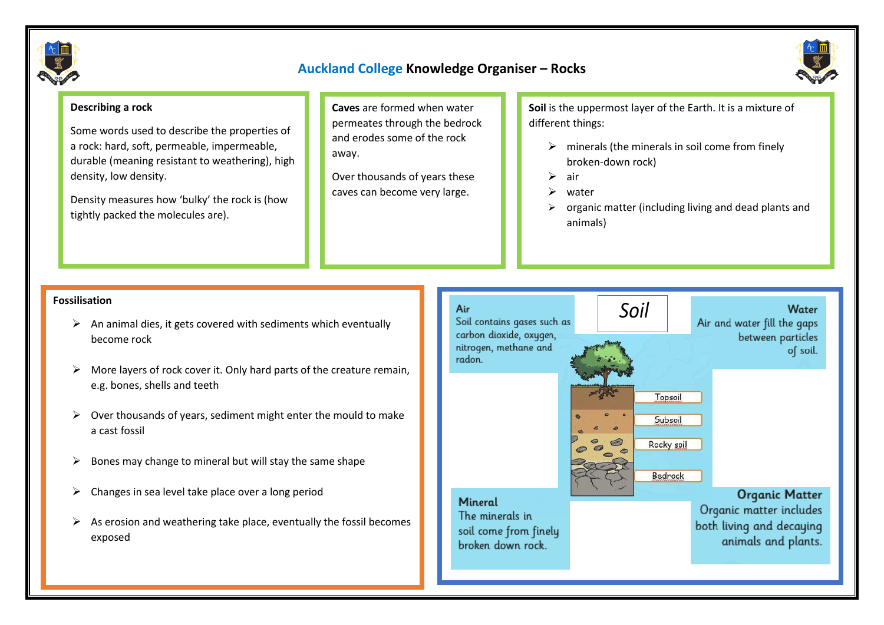# Auckland College Knowledge Organiser – Rocks

**Describing a rock**

Some words used to describe the properties of a rock: hard, soft, permeable, impermeable, durable (meaning resistant to weathering), high density, low density.

Density measures how 'bulky' the rock is (how tightly packed the molecules are).

**Caves** are formed when water permeates through the bedrock and erodes some of the rock away.

Over thousands of years these caves can become very large.

**Soil** is the uppermost layer of the Earth. It is a mixture of different things:

- minerals (the minerals in soil come from finely broken-down rock)
- air
- water
- organic matter (including living and dead plants and animals)

**Fossilisation**

- An animal dies, it gets covered with sediments which eventually become rock
- More layers of rock cover it. Only hard parts of the creature remain, e.g. bones, shells and teeth
- Over thousands of years, sediment might enter the mould to make a cast fossil
- Bones may change to mineral but will stay the same shape
- Changes in sea level take place over a long period
- As erosion and weathering take place, eventually the fossil becomes exposed

*Soil*

**Air**
Soil contains gases such as carbon dioxide, oxygen, nitrogen, methane and radon.

**Water**
Air and water fill the gaps between particles of soil.

Topsoil

Subsoil

Rocky soil

Bedrock

**Mineral**
The minerals in soil come from finely broken down rock.

**Organic Matter**
Organic matter includes both living and decaying animals and plants.